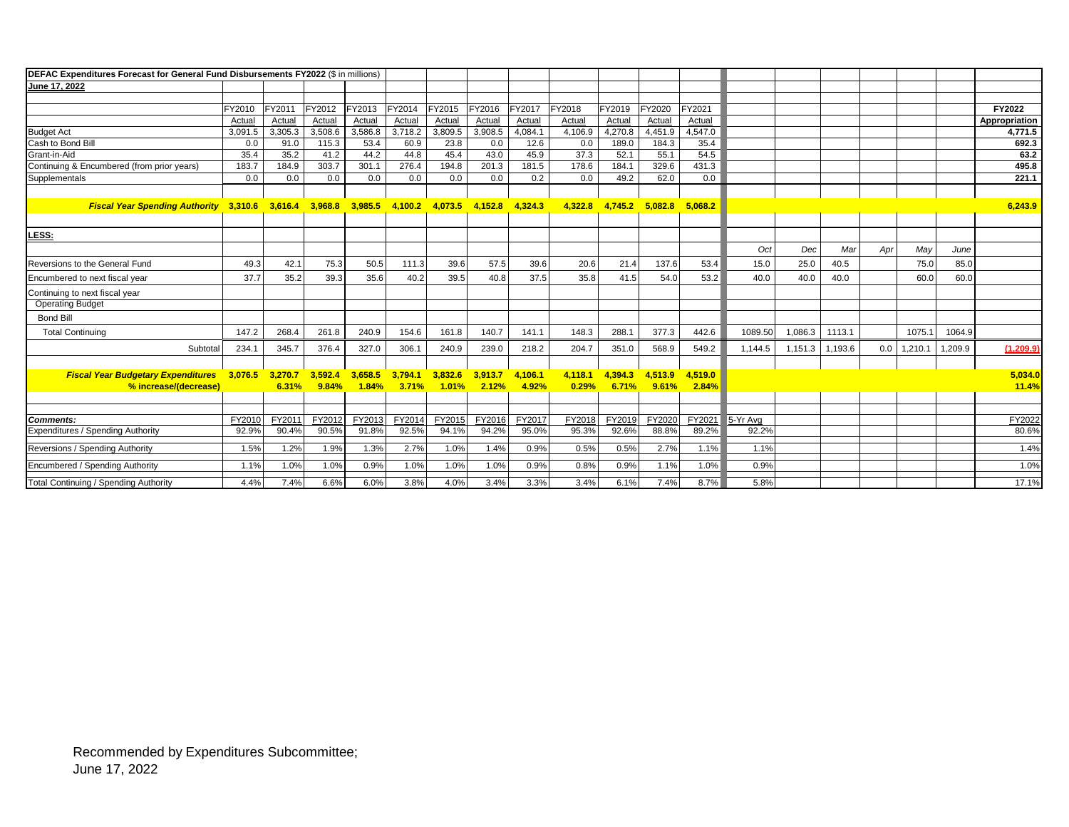**DEFAC Expenditures Forecast for General Fund Disbursements FY2022** ($ in millions)

**June 17, 2022**

| | FY2010 | FY2011 | FY2012 | FY2013 | FY2014 | FY2015 | FY2016 | FY2017 | FY2018 | FY2019 | FY2020 | FY2021 | | | | | | | **FY2022** |
|---|---|---|---|---|---|---|---|---|---|---|---|---|---|---|---|---|---|---|---|
| | Actual | Actual | Actual | Actual | Actual | Actual | Actual | Actual | Actual | Actual | Actual | Actual | | | | | | | **Appropriation** |
| Budget Act | 3,091.5 | 3,305.3 | 3,508.6 | 3,586.8 | 3,718.2 | 3,809.5 | 3,908.5 | 4,084.1 | 4,106.9 | 4,270.8 | 4,451.9 | 4,547.0 | | | | | | | **4,771.5** |
| Cash to Bond Bill | 0.0 | 91.0 | 115.3 | 53.4 | 60.9 | 23.8 | 0.0 | 12.6 | 0.0 | 189.0 | 184.3 | 35.4 | | | | | | | **692.3** |
| Grant-in-Aid | 35.4 | 35.2 | 41.2 | 44.2 | 44.8 | 45.4 | 43.0 | 45.9 | 37.3 | 52.1 | 55.1 | 54.5 | | | | | | | **63.2** |
| Continuing & Encumbered (from prior years) | 183.7 | 184.9 | 303.7 | 301.1 | 276.4 | 194.8 | 201.3 | 181.5 | 178.6 | 184.1 | 329.6 | 431.3 | | | | | | | **495.8** |
| Supplementals | 0.0 | 0.0 | 0.0 | 0.0 | 0.0 | 0.0 | 0.0 | 0.2 | 0.0 | 49.2 | 62.0 | 0.0 | | | | | | | **221.1** |
| ***Fiscal Year Spending Authority*** | **3,310.6** | **3,616.4** | **3,968.8** | **3,985.5** | **4,100.2** | **4,073.5** | **4,152.8** | **4,324.3** | **4,322.8** | **4,745.2** | **5,082.8** | **5,068.2** | | | | | | | **6,243.9** |
| **LESS:** | | | | | | | | | | | | | | | | | | | |
| | | | | | | | | | | | | | *Oct* | *Dec* | *Mar* | *Apr* | *May* | *June* | |
| Reversions to the General Fund | 49.3 | 42.1 | 75.3 | 50.5 | 111.3 | 39.6 | 57.5 | 39.6 | 20.6 | 21.4 | 137.6 | 53.4 | 15.0 | 25.0 | 40.5 | | 75.0 | 85.0 | |
| Encumbered to next fiscal year | 37.7 | 35.2 | 39.3 | 35.6 | 40.2 | 39.5 | 40.8 | 37.5 | 35.8 | 41.5 | 54.0 | 53.2 | 40.0 | 40.0 | 40.0 | | 60.0 | 60.0 | |
| Continuing to next fiscal year | | | | | | | | | | | | | | | | | | | |
| Operating Budget | | | | | | | | | | | | | | | | | | | |
| Bond Bill | | | | | | | | | | | | | | | | | | | |
| Total Continuing | 147.2 | 268.4 | 261.8 | 240.9 | 154.6 | 161.8 | 140.7 | 141.1 | 148.3 | 288.1 | 377.3 | 442.6 | 1089.50 | 1,086.3 | 1113.1 | | 1075.1 | 1064.9 | |
| Subtotal | 234.1 | 345.7 | 376.4 | 327.0 | 306.1 | 240.9 | 239.0 | 218.2 | 204.7 | 351.0 | 568.9 | 549.2 | 1,144.5 | 1,151.3 | 1,193.6 | 0.0 | 1,210.1 | 1,209.9 | **(1,209.9)** |
| ***Fiscal Year Budgetary Expenditures*** | **3,076.5** | **3,270.7** | **3,592.4** | **3,658.5** | **3,794.1** | **3,832.6** | **3,913.7** | **4,106.1** | **4,118.1** | **4,394.3** | **4,513.9** | **4,519.0** | | | | | | | **5,034.0** |
| ***% increase/(decrease)*** | | **6.31%** | **9.84%** | **1.84%** | **3.71%** | **1.01%** | **2.12%** | **4.92%** | **0.29%** | **6.71%** | **9.61%** | **2.84%** | | | | | | | **11.4%** |
| ***Comments:*** | FY2010 | FY2011 | FY2012 | FY2013 | FY2014 | FY2015 | FY2016 | FY2017 | FY2018 | FY2019 | FY2020 | FY2021 | 5-Yr Avg | | | | | | FY2022 |
| Expenditures / Spending Authority | 92.9% | 90.4% | 90.5% | 91.8% | 92.5% | 94.1% | 94.2% | 95.0% | 95.3% | 92.6% | 88.8% | 89.2% | 92.2% | | | | | | 80.6% |
| Reversions / Spending Authority | 1.5% | 1.2% | 1.9% | 1.3% | 2.7% | 1.0% | 1.4% | 0.9% | 0.5% | 0.5% | 2.7% | 1.1% | 1.1% | | | | | | 1.4% |
| Encumbered / Spending Authority | 1.1% | 1.0% | 1.0% | 0.9% | 1.0% | 1.0% | 1.0% | 0.9% | 0.8% | 0.9% | 1.1% | 1.0% | 0.9% | | | | | | 1.0% |
| Total Continuing / Spending Authority | 4.4% | 7.4% | 6.6% | 6.0% | 3.8% | 4.0% | 3.4% | 3.3% | 3.4% | 6.1% | 7.4% | 8.7% | 5.8% | | | | | | 17.1% |

Recommended by Expenditures Subcommittee;
June 17, 2022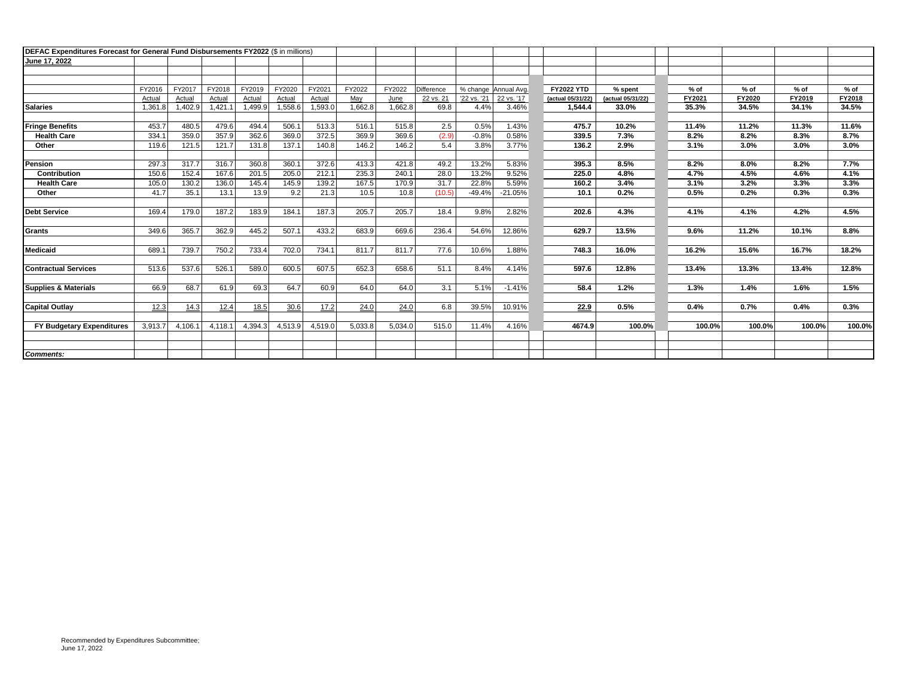**DEFAC Expenditures Forecast for General Fund Disbursements FY2022** ($ in millions)

**June 17, 2022**

| | FY2016 Actual | FY2017 Actual | FY2018 Actual | FY2019 Actual | FY2020 Actual | FY2021 Actual | FY2022 May | FY2022 June | Difference 22 vs. 21 | % change '22 vs. '21 | Annual Avg. 22 vs. '17 | **FY2022 YTD** (actual 05/31/22) | **% spent** (actual 05/31/22) | **% of FY2021** | **% of FY2020** | **% of FY2019** | **% of FY2018** |
|---|---|---|---|---|---|---|---|---|---|---|---|---|---|---|---|---|---|
| **Salaries** | 1,361.8 | 1,402.9 | 1,421.1 | 1,499.9 | 1,558.6 | 1,593.0 | 1,662.8 | 1,662.8 | 69.8 | 4.4% | 3.46% | **1,544.4** | **33.0%** | **35.3%** | **34.5%** | **34.1%** | **34.5%** |
| | | | | | | | | | | | | | | | | | |
| **Fringe Benefits** | 453.7 | 480.5 | 479.6 | 494.4 | 506.1 | 513.3 | 516.1 | 515.8 | 2.5 | 0.5% | 1.43% | **475.7** | **10.2%** | **11.4%** | **11.2%** | **11.3%** | **11.6%** |
| **Health Care** | 334.1 | 359.0 | 357.9 | 362.6 | 369.0 | 372.5 | 369.9 | 369.6 | (2.9) | -0.8% | 0.58% | **339.5** | **7.3%** | **8.2%** | **8.2%** | **8.3%** | **8.7%** |
| **Other** | 119.6 | 121.5 | 121.7 | 131.8 | 137.1 | 140.8 | 146.2 | 146.2 | 5.4 | 3.8% | 3.77% | **136.2** | **2.9%** | **3.1%** | **3.0%** | **3.0%** | **3.0%** |
| | | | | | | | | | | | | | | | | | |
| **Pension** | 297.3 | 317.7 | 316.7 | 360.8 | 360.1 | 372.6 | 413.3 | 421.8 | 49.2 | 13.2% | 5.83% | **395.3** | **8.5%** | **8.2%** | **8.0%** | **8.2%** | **7.7%** |
| **Contribution** | 150.6 | 152.4 | 167.6 | 201.5 | 205.0 | 212.1 | 235.3 | 240.1 | 28.0 | 13.2% | 9.52% | **225.0** | **4.8%** | **4.7%** | **4.5%** | **4.6%** | **4.1%** |
| **Health Care** | 105.0 | 130.2 | 136.0 | 145.4 | 145.9 | 139.2 | 167.5 | 170.9 | 31.7 | 22.8% | 5.59% | **160.2** | **3.4%** | **3.1%** | **3.2%** | **3.3%** | **3.3%** |
| **Other** | 41.7 | 35.1 | 13.1 | 13.9 | 9.2 | 21.3 | 10.5 | 10.8 | (10.5) | -49.4% | -21.05% | **10.1** | **0.2%** | **0.5%** | **0.2%** | **0.3%** | **0.3%** |
| | | | | | | | | | | | | | | | | | |
| **Debt Service** | 169.4 | 179.0 | 187.2 | 183.9 | 184.1 | 187.3 | 205.7 | 205.7 | 18.4 | 9.8% | 2.82% | **202.6** | **4.3%** | **4.1%** | **4.1%** | **4.2%** | **4.5%** |
| | | | | | | | | | | | | | | | | | |
| **Grants** | 349.6 | 365.7 | 362.9 | 445.2 | 507.1 | 433.2 | 683.9 | 669.6 | 236.4 | 54.6% | 12.86% | **629.7** | **13.5%** | **9.6%** | **11.2%** | **10.1%** | **8.8%** |
| | | | | | | | | | | | | | | | | | |
| **Medicaid** | 689.1 | 739.7 | 750.2 | 733.4 | 702.0 | 734.1 | 811.7 | 811.7 | 77.6 | 10.6% | 1.88% | **748.3** | **16.0%** | **16.2%** | **15.6%** | **16.7%** | **18.2%** |
| | | | | | | | | | | | | | | | | | |
| **Contractual Services** | 513.6 | 537.6 | 526.1 | 589.0 | 600.5 | 607.5 | 652.3 | 658.6 | 51.1 | 8.4% | 4.14% | **597.6** | **12.8%** | **13.4%** | **13.3%** | **13.4%** | **12.8%** |
| | | | | | | | | | | | | | | | | | |
| **Supplies & Materials** | 66.9 | 68.7 | 61.9 | 69.3 | 64.7 | 60.9 | 64.0 | 64.0 | 3.1 | 5.1% | -1.41% | **58.4** | **1.2%** | **1.3%** | **1.4%** | **1.6%** | **1.5%** |
| | | | | | | | | | | | | | | | | | |
| **Capital Outlay** | 12.3 | 14.3 | 12.4 | 18.5 | 30.6 | 17.2 | 24.0 | 24.0 | 6.8 | 39.5% | 10.91% | **22.9** | **0.5%** | **0.4%** | **0.7%** | **0.4%** | **0.3%** |
| | | | | | | | | | | | | | | | | | |
| **FY Budgetary Expenditures** | 3,913.7 | 4,106.1 | 4,118.1 | 4,394.3 | 4,513.9 | 4,519.0 | 5,033.8 | 5,034.0 | 515.0 | 11.4% | 4.16% | **4674.9** | **100.0%** | **100.0%** | **100.0%** | **100.0%** | **100.0%** |

***Comments:***

Recommended by Expenditures Subcommittee;
June 17, 2022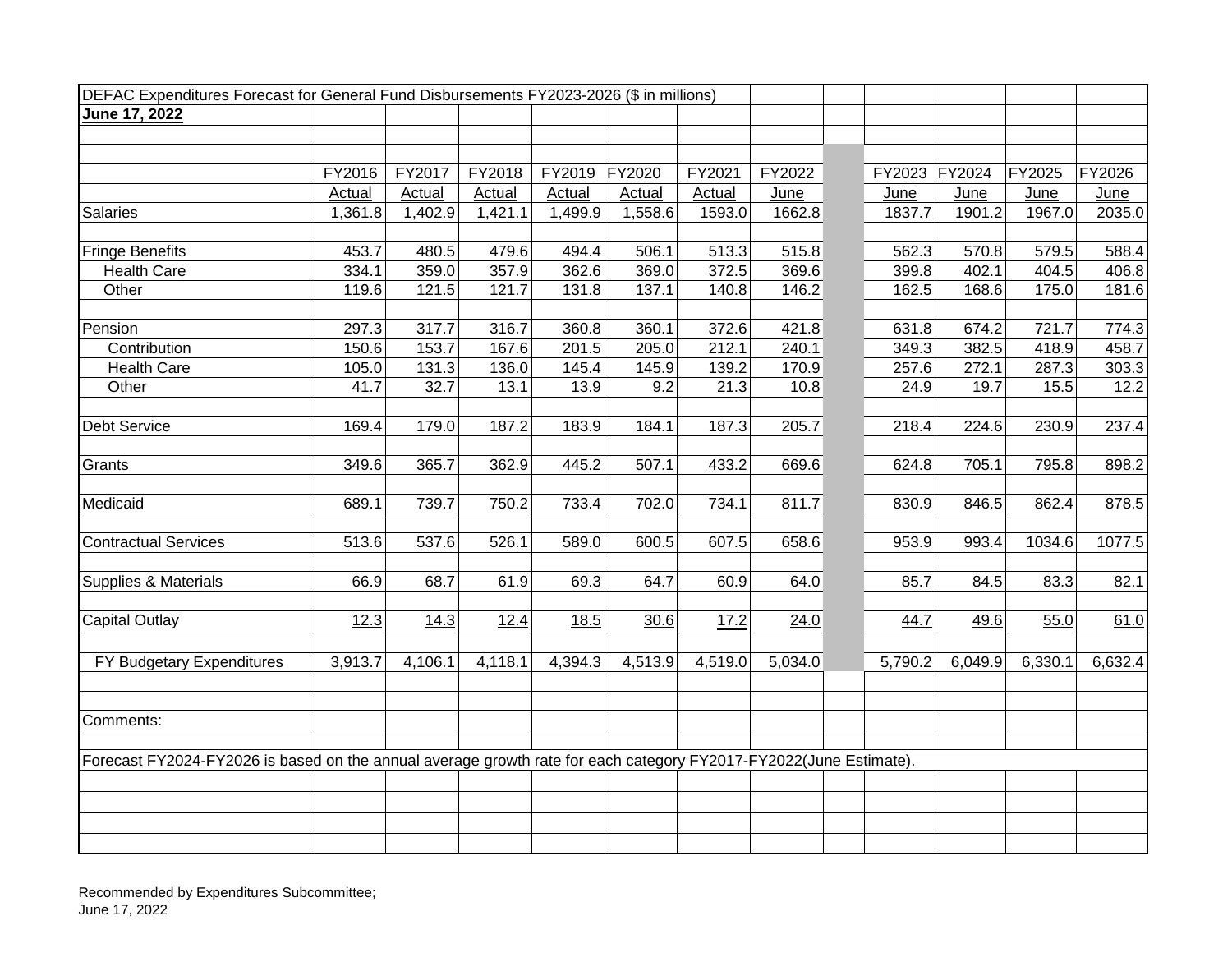DEFAC Expenditures Forecast for General Fund Disbursements FY2023-2026 ($ in millions)

**June 17, 2022**

| | FY2016 | FY2017 | FY2018 | FY2019 | FY2020 | FY2021 | FY2022 | | FY2023 | FY2024 | FY2025 | FY2026 |
|---|---|---|---|---|---|---|---|---|---|---|---|---|
| | Actual | Actual | Actual | Actual | Actual | Actual | June | | June | June | June | June |
| Salaries | 1,361.8 | 1,402.9 | 1,421.1 | 1,499.9 | 1,558.6 | 1593.0 | 1662.8 | | 1837.7 | 1901.2 | 1967.0 | 2035.0 |
| Fringe Benefits | 453.7 | 480.5 | 479.6 | 494.4 | 506.1 | 513.3 | 515.8 | | 562.3 | 570.8 | 579.5 | 588.4 |
| Health Care | 334.1 | 359.0 | 357.9 | 362.6 | 369.0 | 372.5 | 369.6 | | 399.8 | 402.1 | 404.5 | 406.8 |
| Other | 119.6 | 121.5 | 121.7 | 131.8 | 137.1 | 140.8 | 146.2 | | 162.5 | 168.6 | 175.0 | 181.6 |
| Pension | 297.3 | 317.7 | 316.7 | 360.8 | 360.1 | 372.6 | 421.8 | | 631.8 | 674.2 | 721.7 | 774.3 |
| Contribution | 150.6 | 153.7 | 167.6 | 201.5 | 205.0 | 212.1 | 240.1 | | 349.3 | 382.5 | 418.9 | 458.7 |
| Health Care | 105.0 | 131.3 | 136.0 | 145.4 | 145.9 | 139.2 | 170.9 | | 257.6 | 272.1 | 287.3 | 303.3 |
| Other | 41.7 | 32.7 | 13.1 | 13.9 | 9.2 | 21.3 | 10.8 | | 24.9 | 19.7 | 15.5 | 12.2 |
| Debt Service | 169.4 | 179.0 | 187.2 | 183.9 | 184.1 | 187.3 | 205.7 | | 218.4 | 224.6 | 230.9 | 237.4 |
| Grants | 349.6 | 365.7 | 362.9 | 445.2 | 507.1 | 433.2 | 669.6 | | 624.8 | 705.1 | 795.8 | 898.2 |
| Medicaid | 689.1 | 739.7 | 750.2 | 733.4 | 702.0 | 734.1 | 811.7 | | 830.9 | 846.5 | 862.4 | 878.5 |
| Contractual Services | 513.6 | 537.6 | 526.1 | 589.0 | 600.5 | 607.5 | 658.6 | | 953.9 | 993.4 | 1034.6 | 1077.5 |
| Supplies & Materials | 66.9 | 68.7 | 61.9 | 69.3 | 64.7 | 60.9 | 64.0 | | 85.7 | 84.5 | 83.3 | 82.1 |
| Capital Outlay | 12.3 | 14.3 | 12.4 | 18.5 | 30.6 | 17.2 | 24.0 | | 44.7 | 49.6 | 55.0 | 61.0 |
| FY Budgetary Expenditures | 3,913.7 | 4,106.1 | 4,118.1 | 4,394.3 | 4,513.9 | 4,519.0 | 5,034.0 | | 5,790.2 | 6,049.9 | 6,330.1 | 6,632.4 |

Comments:

Forecast FY2024-FY2026 is based on the annual average growth rate for each category FY2017-FY2022(June Estimate).

Recommended by Expenditures Subcommittee;
June 17, 2022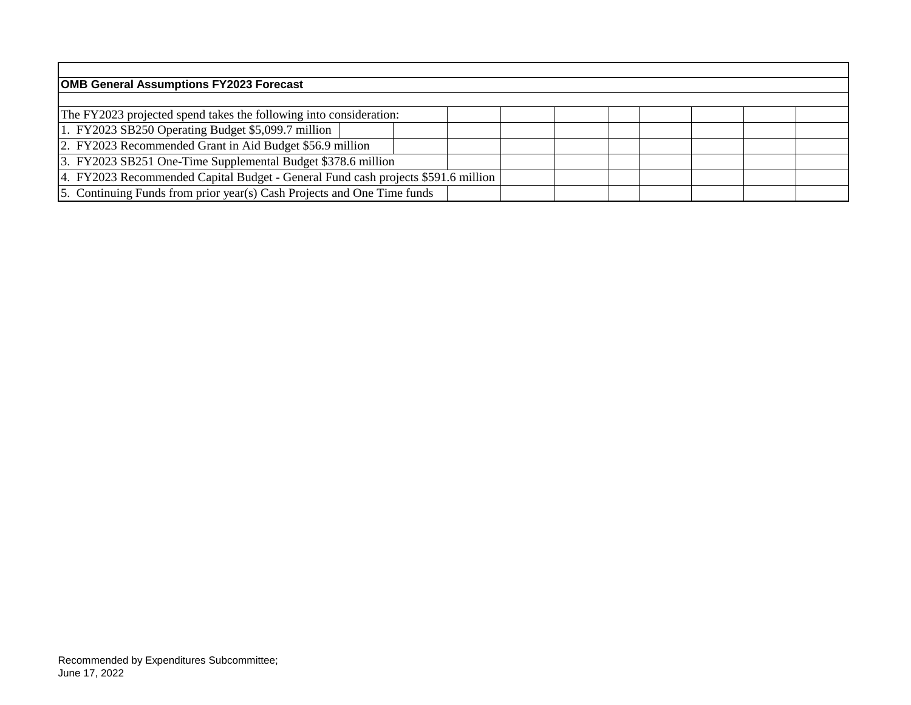**OMB General Assumptions FY2023 Forecast**

The FY2023 projected spend takes the following into consideration:

1. FY2023 SB250 Operating Budget $5,099.7 million
2. FY2023 Recommended Grant in Aid Budget $56.9 million
3. FY2023 SB251 One-Time Supplemental Budget $378.6 million
4. FY2023 Recommended Capital Budget - General Fund cash projects $591.6 million
5. Continuing Funds from prior year(s) Cash Projects and One Time funds

Recommended by Expenditures Subcommittee;
June 17, 2022